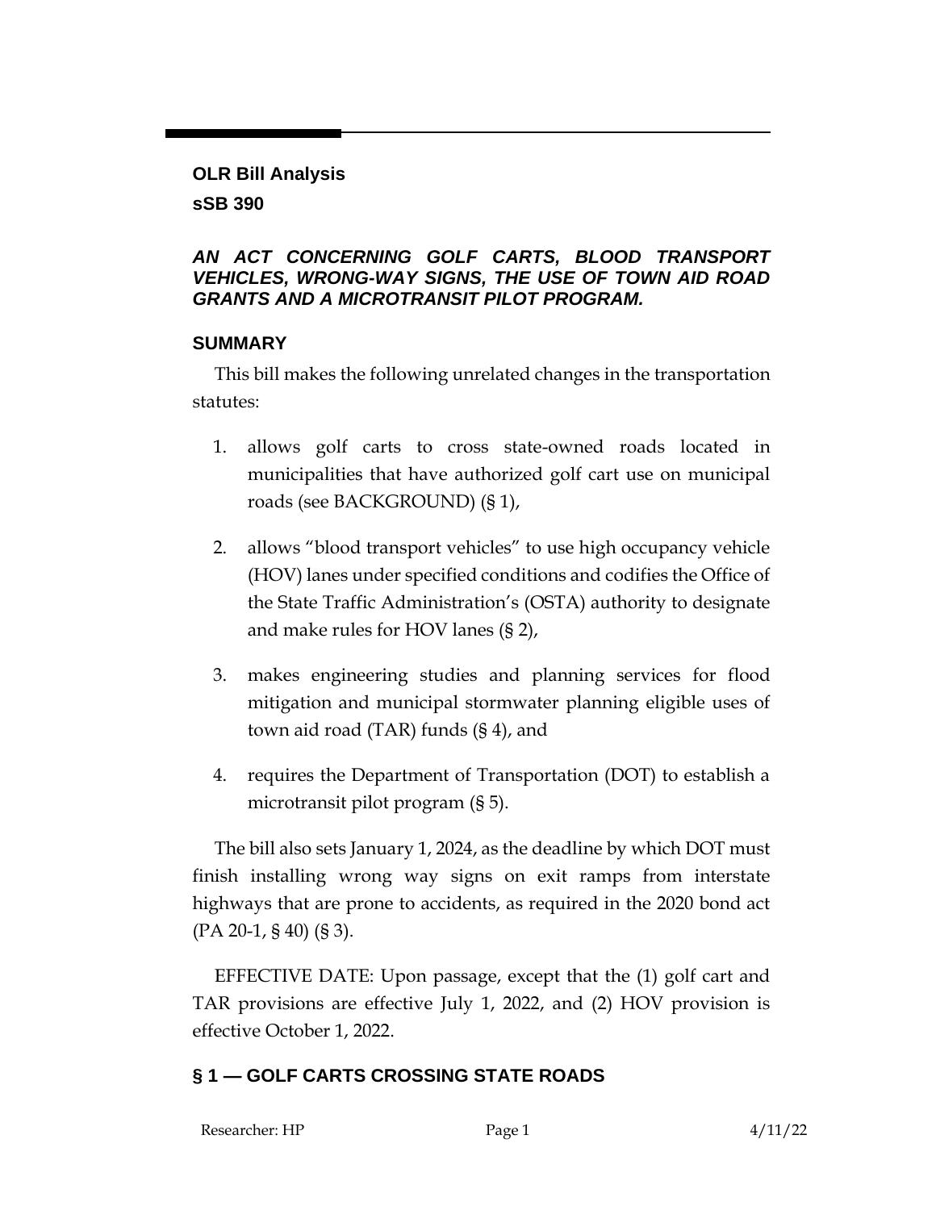**OLR Bill Analysis**

**sSB 390**

***AN ACT CONCERNING GOLF CARTS, BLOOD TRANSPORT VEHICLES, WRONG-WAY SIGNS, THE USE OF TOWN AID ROAD GRANTS AND A MICROTRANSIT PILOT PROGRAM.***

## SUMMARY

This bill makes the following unrelated changes in the transportation statutes:

1. allows golf carts to cross state-owned roads located in municipalities that have authorized golf cart use on municipal roads (see BACKGROUND) (§ 1),
2. allows "blood transport vehicles" to use high occupancy vehicle (HOV) lanes under specified conditions and codifies the Office of the State Traffic Administration's (OSTA) authority to designate and make rules for HOV lanes (§ 2),
3. makes engineering studies and planning services for flood mitigation and municipal stormwater planning eligible uses of town aid road (TAR) funds (§ 4), and
4. requires the Department of Transportation (DOT) to establish a microtransit pilot program (§ 5).

The bill also sets January 1, 2024, as the deadline by which DOT must finish installing wrong way signs on exit ramps from interstate highways that are prone to accidents, as required in the 2020 bond act (PA 20-1, § 40) (§ 3).

EFFECTIVE DATE: Upon passage, except that the (1) golf cart and TAR provisions are effective July 1, 2022, and (2) HOV provision is effective October 1, 2022.

## § 1 — GOLF CARTS CROSSING STATE ROADS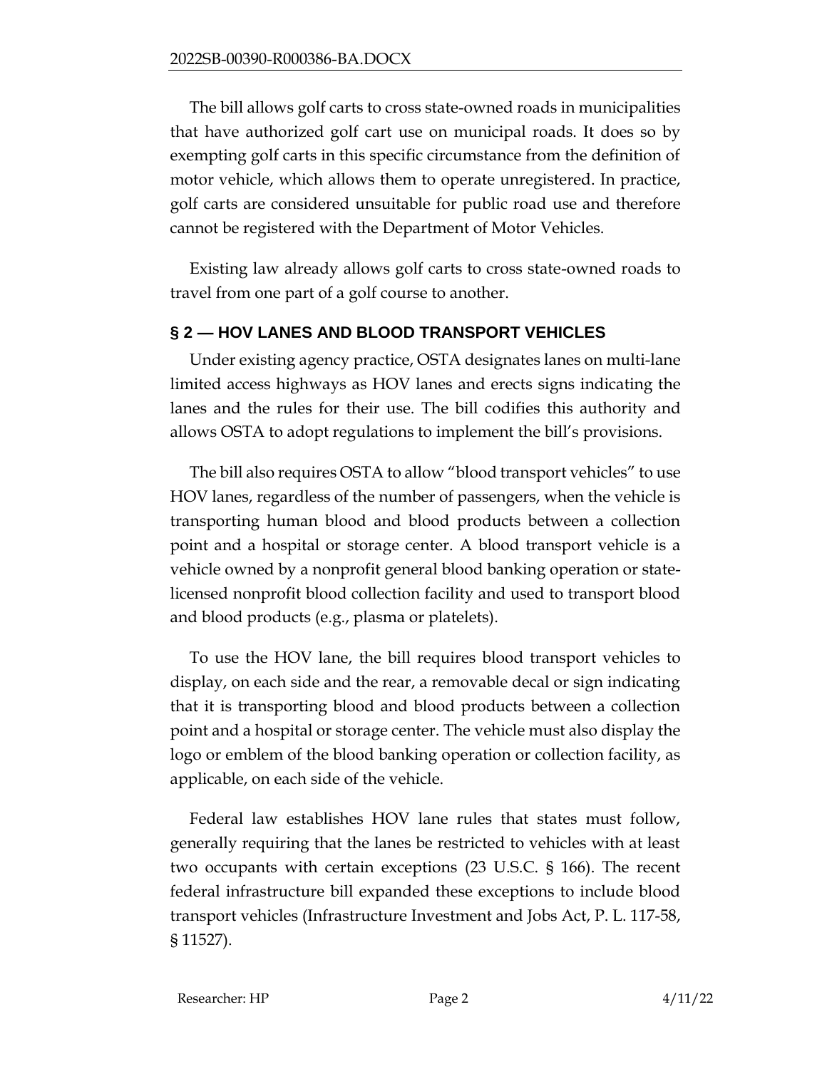The bill allows golf carts to cross state-owned roads in municipalities that have authorized golf cart use on municipal roads. It does so by exempting golf carts in this specific circumstance from the definition of motor vehicle, which allows them to operate unregistered. In practice, golf carts are considered unsuitable for public road use and therefore cannot be registered with the Department of Motor Vehicles.

Existing law already allows golf carts to cross state-owned roads to travel from one part of a golf course to another.

## § 2 — HOV LANES AND BLOOD TRANSPORT VEHICLES

Under existing agency practice, OSTA designates lanes on multi-lane limited access highways as HOV lanes and erects signs indicating the lanes and the rules for their use. The bill codifies this authority and allows OSTA to adopt regulations to implement the bill's provisions.

The bill also requires OSTA to allow "blood transport vehicles" to use HOV lanes, regardless of the number of passengers, when the vehicle is transporting human blood and blood products between a collection point and a hospital or storage center. A blood transport vehicle is a vehicle owned by a nonprofit general blood banking operation or state-licensed nonprofit blood collection facility and used to transport blood and blood products (e.g., plasma or platelets).

To use the HOV lane, the bill requires blood transport vehicles to display, on each side and the rear, a removable decal or sign indicating that it is transporting blood and blood products between a collection point and a hospital or storage center. The vehicle must also display the logo or emblem of the blood banking operation or collection facility, as applicable, on each side of the vehicle.

Federal law establishes HOV lane rules that states must follow, generally requiring that the lanes be restricted to vehicles with at least two occupants with certain exceptions (23 U.S.C. § 166). The recent federal infrastructure bill expanded these exceptions to include blood transport vehicles (Infrastructure Investment and Jobs Act, P. L. 117-58, § 11527).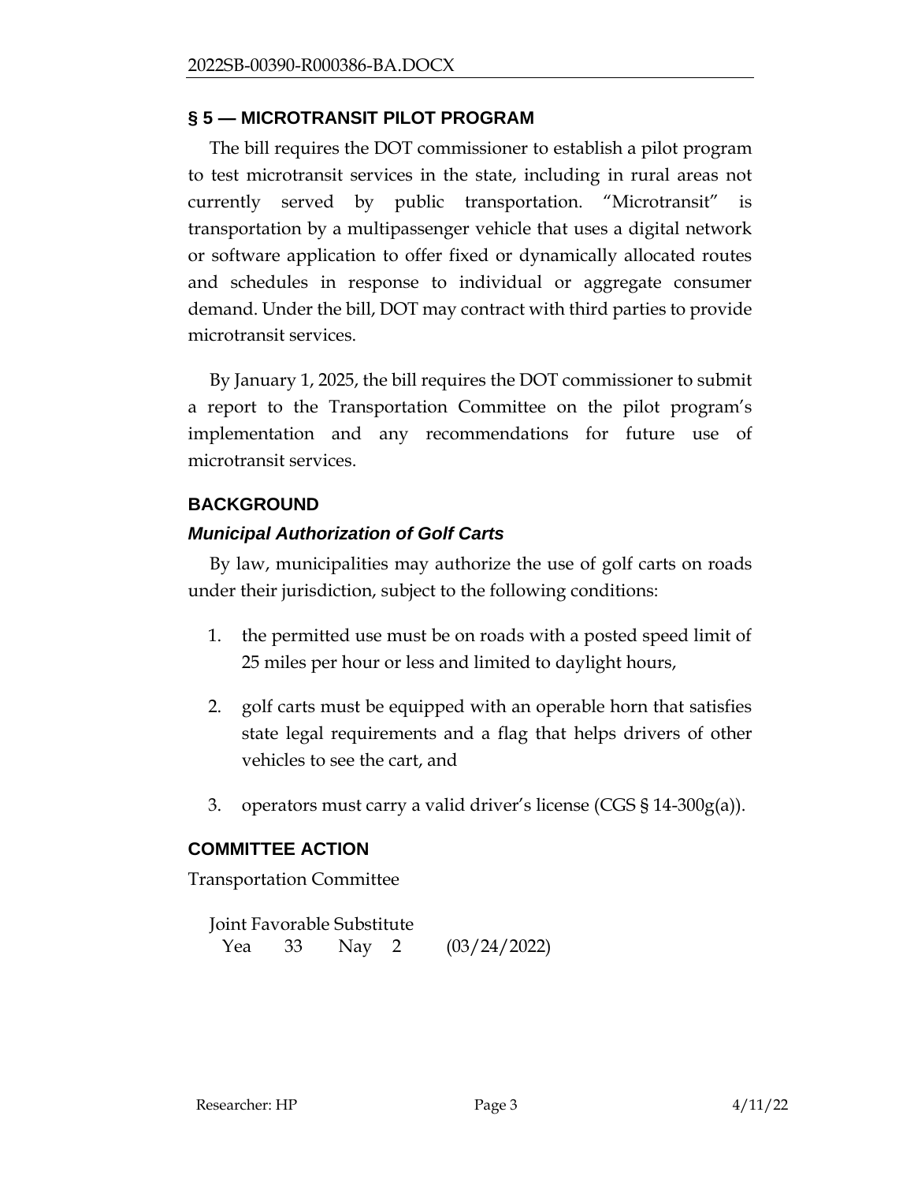## § 5 — MICROTRANSIT PILOT PROGRAM

The bill requires the DOT commissioner to establish a pilot program to test microtransit services in the state, including in rural areas not currently served by public transportation. "Microtransit" is transportation by a multipassenger vehicle that uses a digital network or software application to offer fixed or dynamically allocated routes and schedules in response to individual or aggregate consumer demand. Under the bill, DOT may contract with third parties to provide microtransit services.

By January 1, 2025, the bill requires the DOT commissioner to submit a report to the Transportation Committee on the pilot program's implementation and any recommendations for future use of microtransit services.

## BACKGROUND

### *Municipal Authorization of Golf Carts*

By law, municipalities may authorize the use of golf carts on roads under their jurisdiction, subject to the following conditions:

1. the permitted use must be on roads with a posted speed limit of 25 miles per hour or less and limited to daylight hours,
2. golf carts must be equipped with an operable horn that satisfies state legal requirements and a flag that helps drivers of other vehicles to see the cart, and
3. operators must carry a valid driver's license (CGS § 14-300g(a)).

## COMMITTEE ACTION

Transportation Committee

Joint Favorable Substitute
Yea 33 Nay 2 (03/24/2022)